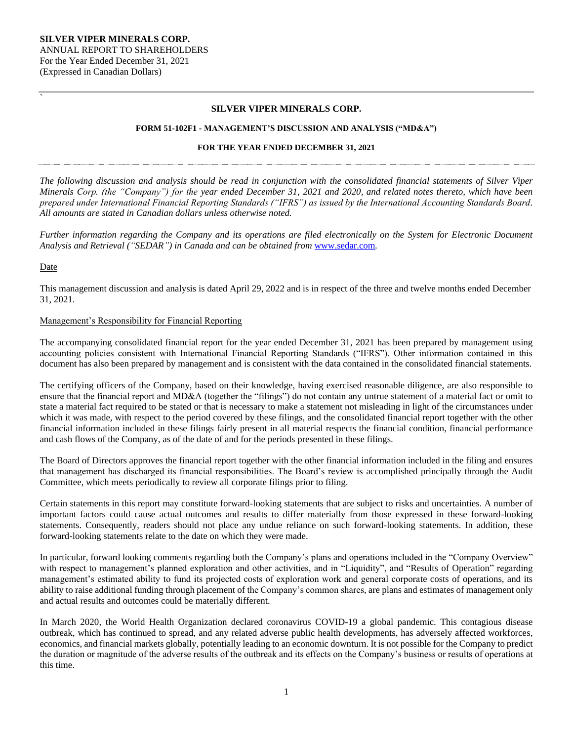**SILVER VIPER MINERALS CORP.**
ANNUAL REPORT TO SHAREHOLDERS
For the Year Ended December 31, 2021
(Expressed in Canadian Dollars)

# SILVER VIPER MINERALS CORP.

## FORM 51-102F1 - MANAGEMENT'S DISCUSSION AND ANALYSIS ("MD&A")

## FOR THE YEAR ENDED DECEMBER 31, 2021

*The following discussion and analysis should be read in conjunction with the consolidated financial statements of Silver Viper Minerals Corp. (the "Company") for the year ended December 31, 2021 and 2020, and related notes thereto, which have been prepared under International Financial Reporting Standards ("IFRS") as issued by the International Accounting Standards Board. All amounts are stated in Canadian dollars unless otherwise noted.*

*Further information regarding the Company and its operations are filed electronically on the System for Electronic Document Analysis and Retrieval ("SEDAR") in Canada and can be obtained from* www.sedar.com*.*

Date

This management discussion and analysis is dated April 29, 2022 and is in respect of the three and twelve months ended December 31, 2021.

Management's Responsibility for Financial Reporting

The accompanying consolidated financial report for the year ended December 31, 2021 has been prepared by management using accounting policies consistent with International Financial Reporting Standards ("IFRS"). Other information contained in this document has also been prepared by management and is consistent with the data contained in the consolidated financial statements.

The certifying officers of the Company, based on their knowledge, having exercised reasonable diligence, are also responsible to ensure that the financial report and MD&A (together the "filings") do not contain any untrue statement of a material fact or omit to state a material fact required to be stated or that is necessary to make a statement not misleading in light of the circumstances under which it was made, with respect to the period covered by these filings, and the consolidated financial report together with the other financial information included in these filings fairly present in all material respects the financial condition, financial performance and cash flows of the Company, as of the date of and for the periods presented in these filings.

The Board of Directors approves the financial report together with the other financial information included in the filing and ensures that management has discharged its financial responsibilities. The Board's review is accomplished principally through the Audit Committee, which meets periodically to review all corporate filings prior to filing.

Certain statements in this report may constitute forward-looking statements that are subject to risks and uncertainties. A number of important factors could cause actual outcomes and results to differ materially from those expressed in these forward-looking statements. Consequently, readers should not place any undue reliance on such forward-looking statements. In addition, these forward-looking statements relate to the date on which they were made.

In particular, forward looking comments regarding both the Company's plans and operations included in the "Company Overview" with respect to management's planned exploration and other activities, and in "Liquidity", and "Results of Operation" regarding management's estimated ability to fund its projected costs of exploration work and general corporate costs of operations, and its ability to raise additional funding through placement of the Company's common shares, are plans and estimates of management only and actual results and outcomes could be materially different.

In March 2020, the World Health Organization declared coronavirus COVID-19 a global pandemic. This contagious disease outbreak, which has continued to spread, and any related adverse public health developments, has adversely affected workforces, economics, and financial markets globally, potentially leading to an economic downturn. It is not possible for the Company to predict the duration or magnitude of the adverse results of the outbreak and its effects on the Company's business or results of operations at this time.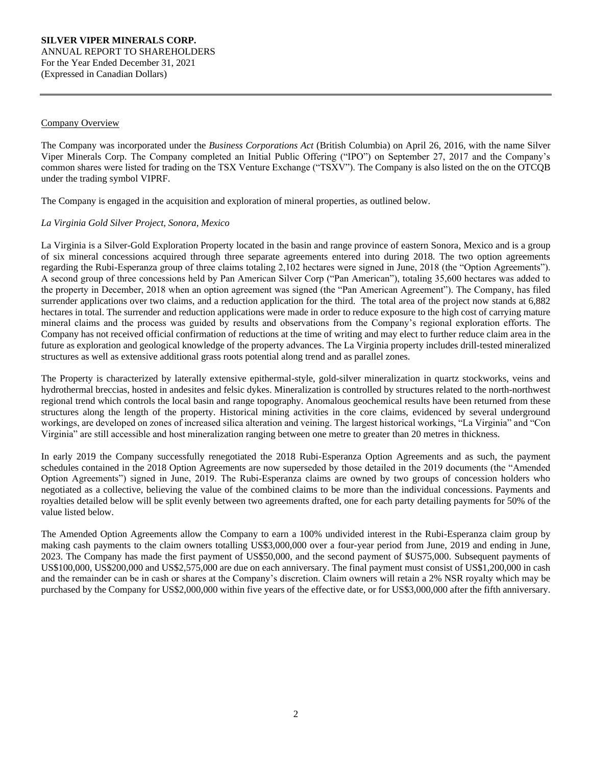Company Overview

The Company was incorporated under the *Business Corporations Act* (British Columbia) on April 26, 2016, with the name Silver Viper Minerals Corp. The Company completed an Initial Public Offering ("IPO") on September 27, 2017 and the Company's common shares were listed for trading on the TSX Venture Exchange ("TSXV"). The Company is also listed on the on the OTCQB under the trading symbol VIPRF.

The Company is engaged in the acquisition and exploration of mineral properties, as outlined below.

*La Virginia Gold Silver Project, Sonora, Mexico*

La Virginia is a Silver-Gold Exploration Property located in the basin and range province of eastern Sonora, Mexico and is a group of six mineral concessions acquired through three separate agreements entered into during 2018. The two option agreements regarding the Rubi-Esperanza group of three claims totaling 2,102 hectares were signed in June, 2018 (the "Option Agreements"). A second group of three concessions held by Pan American Silver Corp ("Pan American"), totaling 35,600 hectares was added to the property in December, 2018 when an option agreement was signed (the "Pan American Agreement"). The Company, has filed surrender applications over two claims, and a reduction application for the third. The total area of the project now stands at 6,882 hectares in total. The surrender and reduction applications were made in order to reduce exposure to the high cost of carrying mature mineral claims and the process was guided by results and observations from the Company's regional exploration efforts. The Company has not received official confirmation of reductions at the time of writing and may elect to further reduce claim area in the future as exploration and geological knowledge of the property advances. The La Virginia property includes drill-tested mineralized structures as well as extensive additional grass roots potential along trend and as parallel zones.

The Property is characterized by laterally extensive epithermal-style, gold-silver mineralization in quartz stockworks, veins and hydrothermal breccias, hosted in andesites and felsic dykes. Mineralization is controlled by structures related to the north-northwest regional trend which controls the local basin and range topography. Anomalous geochemical results have been returned from these structures along the length of the property. Historical mining activities in the core claims, evidenced by several underground workings, are developed on zones of increased silica alteration and veining. The largest historical workings, "La Virginia" and "Con Virginia" are still accessible and host mineralization ranging between one metre to greater than 20 metres in thickness.

In early 2019 the Company successfully renegotiated the 2018 Rubi-Esperanza Option Agreements and as such, the payment schedules contained in the 2018 Option Agreements are now superseded by those detailed in the 2019 documents (the "Amended Option Agreements") signed in June, 2019. The Rubi-Esperanza claims are owned by two groups of concession holders who negotiated as a collective, believing the value of the combined claims to be more than the individual concessions. Payments and royalties detailed below will be split evenly between two agreements drafted, one for each party detailing payments for 50% of the value listed below.

The Amended Option Agreements allow the Company to earn a 100% undivided interest in the Rubi-Esperanza claim group by making cash payments to the claim owners totalling US$3,000,000 over a four-year period from June, 2019 and ending in June, 2023. The Company has made the first payment of US$50,000, and the second payment of $US75,000. Subsequent payments of US$100,000, US$200,000 and US$2,575,000 are due on each anniversary. The final payment must consist of US$1,200,000 in cash and the remainder can be in cash or shares at the Company's discretion. Claim owners will retain a 2% NSR royalty which may be purchased by the Company for US$2,000,000 within five years of the effective date, or for US$3,000,000 after the fifth anniversary.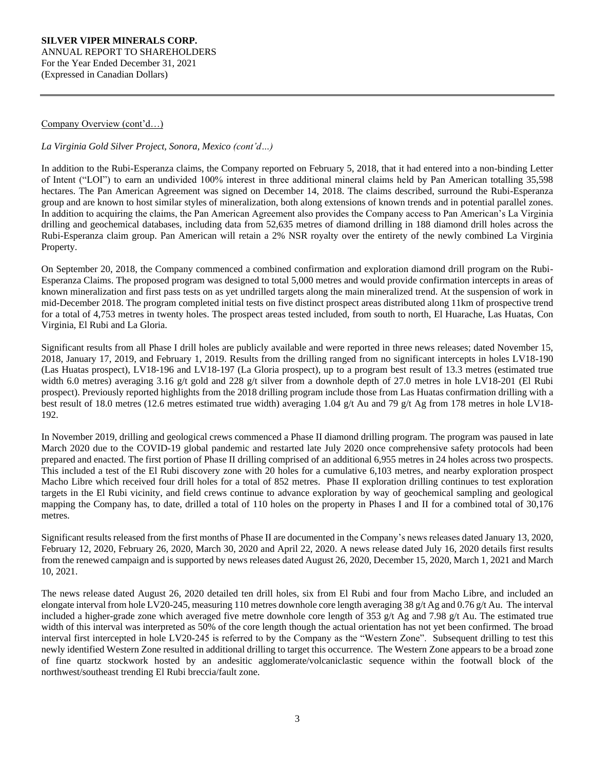Company Overview (cont'd…)

*La Virginia Gold Silver Project, Sonora, Mexico (cont'd…)*

In addition to the Rubi-Esperanza claims, the Company reported on February 5, 2018, that it had entered into a non-binding Letter of Intent ("LOI") to earn an undivided 100% interest in three additional mineral claims held by Pan American totalling 35,598 hectares. The Pan American Agreement was signed on December 14, 2018. The claims described, surround the Rubi-Esperanza group and are known to host similar styles of mineralization, both along extensions of known trends and in potential parallel zones. In addition to acquiring the claims, the Pan American Agreement also provides the Company access to Pan American's La Virginia drilling and geochemical databases, including data from 52,635 metres of diamond drilling in 188 diamond drill holes across the Rubi-Esperanza claim group. Pan American will retain a 2% NSR royalty over the entirety of the newly combined La Virginia Property.

On September 20, 2018, the Company commenced a combined confirmation and exploration diamond drill program on the Rubi-Esperanza Claims. The proposed program was designed to total 5,000 metres and would provide confirmation intercepts in areas of known mineralization and first pass tests on as yet undrilled targets along the main mineralized trend. At the suspension of work in mid-December 2018. The program completed initial tests on five distinct prospect areas distributed along 11km of prospective trend for a total of 4,753 metres in twenty holes. The prospect areas tested included, from south to north, El Huarache, Las Huatas, Con Virginia, El Rubi and La Gloria.

Significant results from all Phase I drill holes are publicly available and were reported in three news releases; dated November 15, 2018, January 17, 2019, and February 1, 2019. Results from the drilling ranged from no significant intercepts in holes LV18-190 (Las Huatas prospect), LV18-196 and LV18-197 (La Gloria prospect), up to a program best result of 13.3 metres (estimated true width 6.0 metres) averaging 3.16 g/t gold and 228 g/t silver from a downhole depth of 27.0 metres in hole LV18-201 (El Rubi prospect). Previously reported highlights from the 2018 drilling program include those from Las Huatas confirmation drilling with a best result of 18.0 metres (12.6 metres estimated true width) averaging 1.04 g/t Au and 79 g/t Ag from 178 metres in hole LV18-192.

In November 2019, drilling and geological crews commenced a Phase II diamond drilling program. The program was paused in late March 2020 due to the COVID-19 global pandemic and restarted late July 2020 once comprehensive safety protocols had been prepared and enacted. The first portion of Phase II drilling comprised of an additional 6,955 metres in 24 holes across two prospects. This included a test of the El Rubi discovery zone with 20 holes for a cumulative 6,103 metres, and nearby exploration prospect Macho Libre which received four drill holes for a total of 852 metres. Phase II exploration drilling continues to test exploration targets in the El Rubi vicinity, and field crews continue to advance exploration by way of geochemical sampling and geological mapping the Company has, to date, drilled a total of 110 holes on the property in Phases I and II for a combined total of 30,176 metres.

Significant results released from the first months of Phase II are documented in the Company's news releases dated January 13, 2020, February 12, 2020, February 26, 2020, March 30, 2020 and April 22, 2020. A news release dated July 16, 2020 details first results from the renewed campaign and is supported by news releases dated August 26, 2020, December 15, 2020, March 1, 2021 and March 10, 2021.

The news release dated August 26, 2020 detailed ten drill holes, six from El Rubi and four from Macho Libre, and included an elongate interval from hole LV20-245, measuring 110 metres downhole core length averaging 38 g/t Ag and 0.76 g/t Au. The interval included a higher-grade zone which averaged five metre downhole core length of 353 g/t Ag and 7.98 g/t Au. The estimated true width of this interval was interpreted as 50% of the core length though the actual orientation has not yet been confirmed. The broad interval first intercepted in hole LV20-245 is referred to by the Company as the "Western Zone". Subsequent drilling to test this newly identified Western Zone resulted in additional drilling to target this occurrence. The Western Zone appears to be a broad zone of fine quartz stockwork hosted by an andesitic agglomerate/volcaniclastic sequence within the footwall block of the northwest/southeast trending El Rubi breccia/fault zone.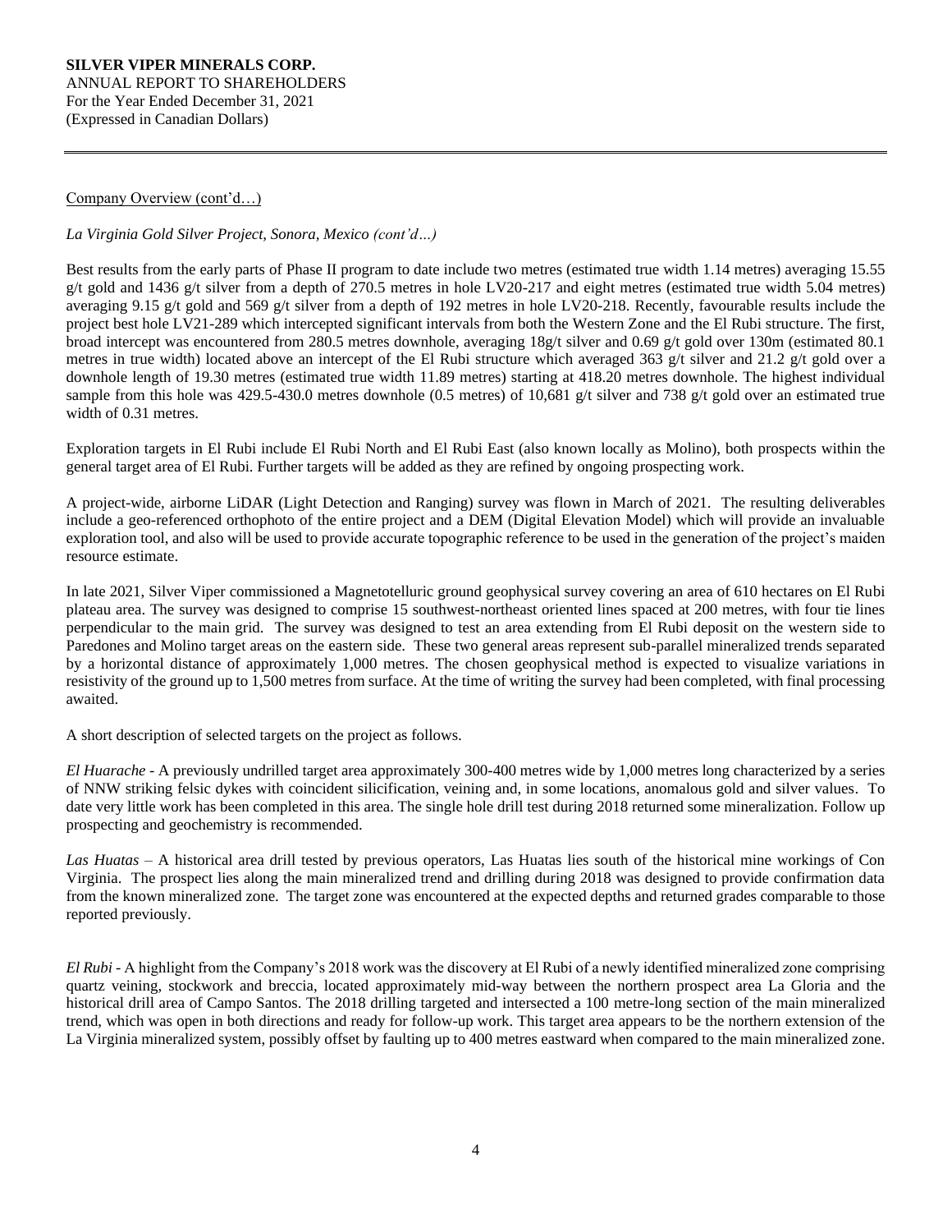Company Overview (cont'd…)

*La Virginia Gold Silver Project, Sonora, Mexico (cont'd…)*

Best results from the early parts of Phase II program to date include two metres (estimated true width 1.14 metres) averaging 15.55 g/t gold and 1436 g/t silver from a depth of 270.5 metres in hole LV20-217 and eight metres (estimated true width 5.04 metres) averaging 9.15 g/t gold and 569 g/t silver from a depth of 192 metres in hole LV20-218. Recently, favourable results include the project best hole LV21-289 which intercepted significant intervals from both the Western Zone and the El Rubi structure. The first, broad intercept was encountered from 280.5 metres downhole, averaging 18g/t silver and 0.69 g/t gold over 130m (estimated 80.1 metres in true width) located above an intercept of the El Rubi structure which averaged 363 g/t silver and 21.2 g/t gold over a downhole length of 19.30 metres (estimated true width 11.89 metres) starting at 418.20 metres downhole. The highest individual sample from this hole was 429.5-430.0 metres downhole (0.5 metres) of 10,681 g/t silver and 738 g/t gold over an estimated true width of 0.31 metres.

Exploration targets in El Rubi include El Rubi North and El Rubi East (also known locally as Molino), both prospects within the general target area of El Rubi. Further targets will be added as they are refined by ongoing prospecting work.

A project-wide, airborne LiDAR (Light Detection and Ranging) survey was flown in March of 2021. The resulting deliverables include a geo-referenced orthophoto of the entire project and a DEM (Digital Elevation Model) which will provide an invaluable exploration tool, and also will be used to provide accurate topographic reference to be used in the generation of the project's maiden resource estimate.

In late 2021, Silver Viper commissioned a Magnetotelluric ground geophysical survey covering an area of 610 hectares on El Rubi plateau area. The survey was designed to comprise 15 southwest-northeast oriented lines spaced at 200 metres, with four tie lines perpendicular to the main grid. The survey was designed to test an area extending from El Rubi deposit on the western side to Paredones and Molino target areas on the eastern side. These two general areas represent sub-parallel mineralized trends separated by a horizontal distance of approximately 1,000 metres. The chosen geophysical method is expected to visualize variations in resistivity of the ground up to 1,500 metres from surface. At the time of writing the survey had been completed, with final processing awaited.

A short description of selected targets on the project as follows.

*El Huarache* - A previously undrilled target area approximately 300-400 metres wide by 1,000 metres long characterized by a series of NNW striking felsic dykes with coincident silicification, veining and, in some locations, anomalous gold and silver values. To date very little work has been completed in this area. The single hole drill test during 2018 returned some mineralization. Follow up prospecting and geochemistry is recommended.

*Las Huatas* – A historical area drill tested by previous operators, Las Huatas lies south of the historical mine workings of Con Virginia. The prospect lies along the main mineralized trend and drilling during 2018 was designed to provide confirmation data from the known mineralized zone. The target zone was encountered at the expected depths and returned grades comparable to those reported previously.

*El Rubi* - A highlight from the Company's 2018 work was the discovery at El Rubi of a newly identified mineralized zone comprising quartz veining, stockwork and breccia, located approximately mid-way between the northern prospect area La Gloria and the historical drill area of Campo Santos. The 2018 drilling targeted and intersected a 100 metre-long section of the main mineralized trend, which was open in both directions and ready for follow-up work. This target area appears to be the northern extension of the La Virginia mineralized system, possibly offset by faulting up to 400 metres eastward when compared to the main mineralized zone.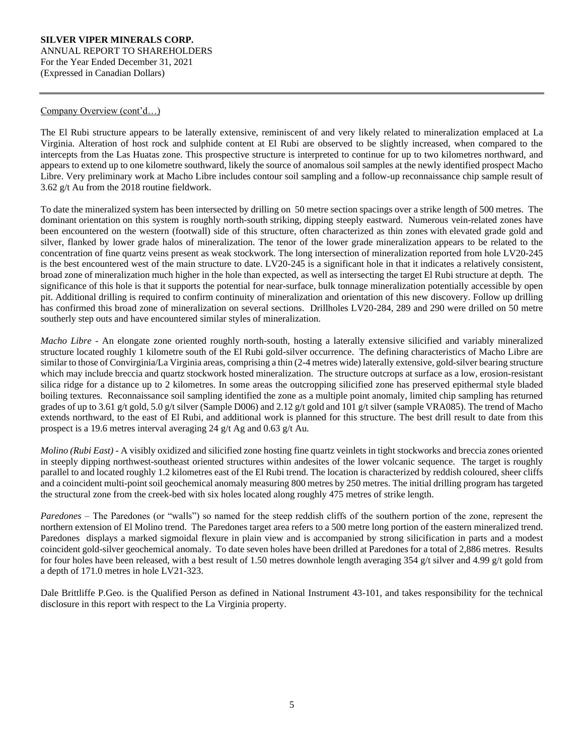Company Overview (cont'd…)

The El Rubi structure appears to be laterally extensive, reminiscent of and very likely related to mineralization emplaced at La Virginia. Alteration of host rock and sulphide content at El Rubi are observed to be slightly increased, when compared to the intercepts from the Las Huatas zone. This prospective structure is interpreted to continue for up to two kilometres northward, and appears to extend up to one kilometre southward, likely the source of anomalous soil samples at the newly identified prospect Macho Libre. Very preliminary work at Macho Libre includes contour soil sampling and a follow-up reconnaissance chip sample result of 3.62 g/t Au from the 2018 routine fieldwork.

To date the mineralized system has been intersected by drilling on 50 metre section spacings over a strike length of 500 metres. The dominant orientation on this system is roughly north-south striking, dipping steeply eastward. Numerous vein-related zones have been encountered on the western (footwall) side of this structure, often characterized as thin zones with elevated grade gold and silver, flanked by lower grade halos of mineralization. The tenor of the lower grade mineralization appears to be related to the concentration of fine quartz veins present as weak stockwork. The long intersection of mineralization reported from hole LV20-245 is the best encountered west of the main structure to date. LV20-245 is a significant hole in that it indicates a relatively consistent, broad zone of mineralization much higher in the hole than expected, as well as intersecting the target El Rubi structure at depth. The significance of this hole is that it supports the potential for near-surface, bulk tonnage mineralization potentially accessible by open pit. Additional drilling is required to confirm continuity of mineralization and orientation of this new discovery. Follow up drilling has confirmed this broad zone of mineralization on several sections. Drillholes LV20-284, 289 and 290 were drilled on 50 metre southerly step outs and have encountered similar styles of mineralization.

*Macho Libre* - An elongate zone oriented roughly north-south, hosting a laterally extensive silicified and variably mineralized structure located roughly 1 kilometre south of the El Rubi gold-silver occurrence. The defining characteristics of Macho Libre are similar to those of Convirginia/La Virginia areas, comprising a thin (2-4 metres wide) laterally extensive, gold-silver bearing structure which may include breccia and quartz stockwork hosted mineralization. The structure outcrops at surface as a low, erosion-resistant silica ridge for a distance up to 2 kilometres. In some areas the outcropping silicified zone has preserved epithermal style bladed boiling textures. Reconnaissance soil sampling identified the zone as a multiple point anomaly, limited chip sampling has returned grades of up to 3.61 g/t gold, 5.0 g/t silver (Sample D006) and 2.12 g/t gold and 101 g/t silver (sample VRA085). The trend of Macho extends northward, to the east of El Rubi, and additional work is planned for this structure. The best drill result to date from this prospect is a 19.6 metres interval averaging 24 g/t Ag and 0.63 g/t Au.

*Molino (Rubi East)* - A visibly oxidized and silicified zone hosting fine quartz veinlets in tight stockworks and breccia zones oriented in steeply dipping northwest-southeast oriented structures within andesites of the lower volcanic sequence. The target is roughly parallel to and located roughly 1.2 kilometres east of the El Rubi trend. The location is characterized by reddish coloured, sheer cliffs and a coincident multi-point soil geochemical anomaly measuring 800 metres by 250 metres. The initial drilling program has targeted the structural zone from the creek-bed with six holes located along roughly 475 metres of strike length.

*Paredones* – The Paredones (or "walls") so named for the steep reddish cliffs of the southern portion of the zone, represent the northern extension of El Molino trend. The Paredones target area refers to a 500 metre long portion of the eastern mineralized trend. Paredones displays a marked sigmoidal flexure in plain view and is accompanied by strong silicification in parts and a modest coincident gold-silver geochemical anomaly. To date seven holes have been drilled at Paredones for a total of 2,886 metres. Results for four holes have been released, with a best result of 1.50 metres downhole length averaging 354 g/t silver and 4.99 g/t gold from a depth of 171.0 metres in hole LV21-323.

Dale Brittliffe P.Geo. is the Qualified Person as defined in National Instrument 43-101, and takes responsibility for the technical disclosure in this report with respect to the La Virginia property.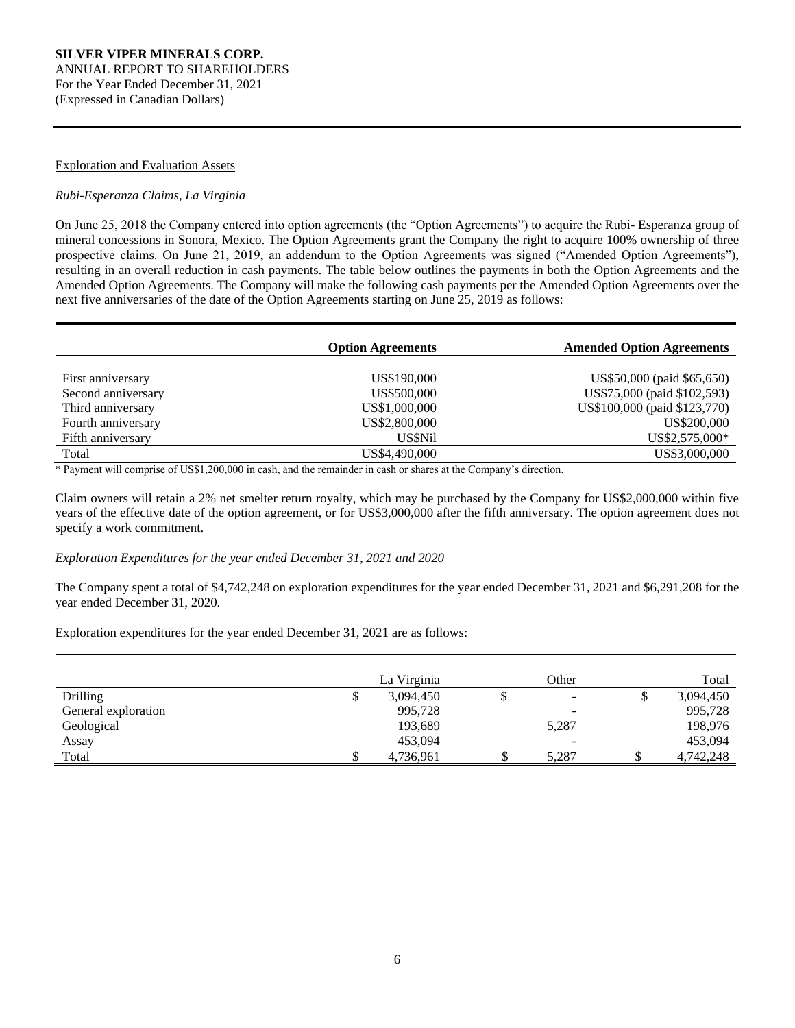SILVER VIPER MINERALS CORP.
ANNUAL REPORT TO SHAREHOLDERS
For the Year Ended December 31, 2021
(Expressed in Canadian Dollars)

Exploration and Evaluation Assets

*Rubi-Esperanza Claims, La Virginia*

On June 25, 2018 the Company entered into option agreements (the "Option Agreements") to acquire the Rubi- Esperanza group of mineral concessions in Sonora, Mexico. The Option Agreements grant the Company the right to acquire 100% ownership of three prospective claims. On June 21, 2019, an addendum to the Option Agreements was signed ("Amended Option Agreements"), resulting in an overall reduction in cash payments. The table below outlines the payments in both the Option Agreements and the Amended Option Agreements. The Company will make the following cash payments per the Amended Option Agreements over the next five anniversaries of the date of the Option Agreements starting on June 25, 2019 as follows:

| | **Option Agreements** | **Amended Option Agreements** |
|---|---|---|
| First anniversary | US$190,000 | US$50,000 (paid $65,650) |
| Second anniversary | US$500,000 | US$75,000 (paid $102,593) |
| Third anniversary | US$1,000,000 | US$100,000 (paid $123,770) |
| Fourth anniversary | US$2,800,000 | US$200,000 |
| Fifth anniversary | US$Nil | US$2,575,000* |
| Total | US$4,490,000 | US$3,000,000 |

* Payment will comprise of US$1,200,000 in cash, and the remainder in cash or shares at the Company's direction.

Claim owners will retain a 2% net smelter return royalty, which may be purchased by the Company for US$2,000,000 within five years of the effective date of the option agreement, or for US$3,000,000 after the fifth anniversary. The option agreement does not specify a work commitment.

*Exploration Expenditures for the year ended December 31, 2021 and 2020*

The Company spent a total of $4,742,248 on exploration expenditures for the year ended December 31, 2021 and $6,291,208 for the year ended December 31, 2020.

Exploration expenditures for the year ended December 31, 2021 are as follows:

| | La Virginia | Other | Total |
|---|---|---|---|
| Drilling | $ 3,094,450 | $ - | $ 3,094,450 |
| General exploration | 995,728 | - | 995,728 |
| Geological | 193,689 | 5,287 | 198,976 |
| Assay | 453,094 | - | 453,094 |
| Total | $ 4,736,961 | $ 5,287 | $ 4,742,248 |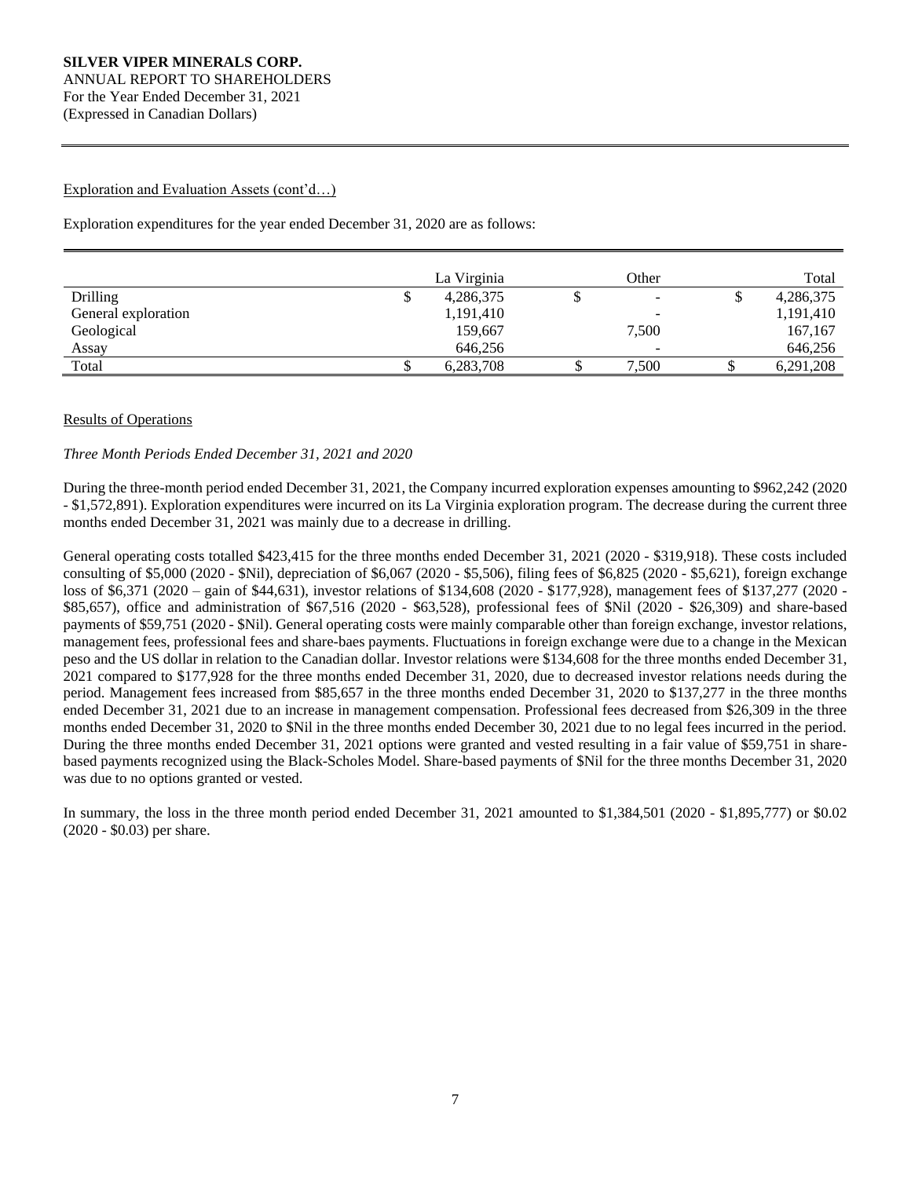Exploration and Evaluation Assets (cont'd…)

Exploration expenditures for the year ended December 31, 2020 are as follows:

| | La Virginia | Other | Total |
|---|---|---|---|
| Drilling | $ 4,286,375 | $ - | $ 4,286,375 |
| General exploration | 1,191,410 | - | 1,191,410 |
| Geological | 159,667 | 7,500 | 167,167 |
| Assay | 646,256 | - | 646,256 |
| Total | $ 6,283,708 | $ 7,500 | $ 6,291,208 |

Results of Operations

*Three Month Periods Ended December 31, 2021 and 2020*

During the three-month period ended December 31, 2021, the Company incurred exploration expenses amounting to $962,242 (2020 - $1,572,891). Exploration expenditures were incurred on its La Virginia exploration program. The decrease during the current three months ended December 31, 2021 was mainly due to a decrease in drilling.

General operating costs totalled $423,415 for the three months ended December 31, 2021 (2020 - $319,918). These costs included consulting of $5,000 (2020 - $Nil), depreciation of $6,067 (2020 - $5,506), filing fees of $6,825 (2020 - $5,621), foreign exchange loss of $6,371 (2020 – gain of $44,631), investor relations of $134,608 (2020 - $177,928), management fees of $137,277 (2020 - $85,657), office and administration of $67,516 (2020 - $63,528), professional fees of $Nil (2020 - $26,309) and share-based payments of $59,751 (2020 - $Nil). General operating costs were mainly comparable other than foreign exchange, investor relations, management fees, professional fees and share-baes payments. Fluctuations in foreign exchange were due to a change in the Mexican peso and the US dollar in relation to the Canadian dollar. Investor relations were $134,608 for the three months ended December 31, 2021 compared to $177,928 for the three months ended December 31, 2020, due to decreased investor relations needs during the period. Management fees increased from $85,657 in the three months ended December 31, 2020 to $137,277 in the three months ended December 31, 2021 due to an increase in management compensation. Professional fees decreased from $26,309 in the three months ended December 31, 2020 to $Nil in the three months ended December 30, 2021 due to no legal fees incurred in the period. During the three months ended December 31, 2021 options were granted and vested resulting in a fair value of $59,751 in share-based payments recognized using the Black-Scholes Model. Share-based payments of $Nil for the three months December 31, 2020 was due to no options granted or vested.

In summary, the loss in the three month period ended December 31, 2021 amounted to $1,384,501 (2020 - $1,895,777) or $0.02 (2020 - $0.03) per share.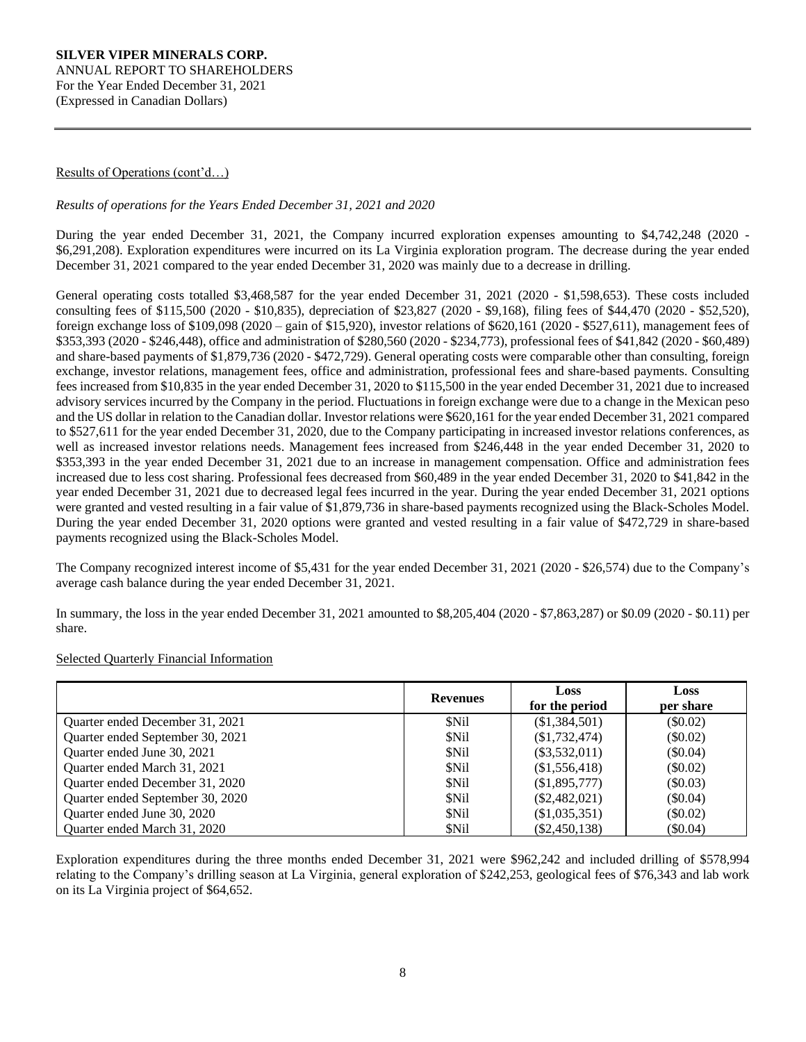Results of Operations (cont'd…)

*Results of operations for the Years Ended December 31, 2021 and 2020*

During the year ended December 31, 2021, the Company incurred exploration expenses amounting to $4,742,248 (2020 - $6,291,208). Exploration expenditures were incurred on its La Virginia exploration program. The decrease during the year ended December 31, 2021 compared to the year ended December 31, 2020 was mainly due to a decrease in drilling.

General operating costs totalled $3,468,587 for the year ended December 31, 2021 (2020 - $1,598,653). These costs included consulting fees of $115,500 (2020 - $10,835), depreciation of $23,827 (2020 - $9,168), filing fees of $44,470 (2020 - $52,520), foreign exchange loss of $109,098 (2020 – gain of $15,920), investor relations of $620,161 (2020 - $527,611), management fees of $353,393 (2020 - $246,448), office and administration of $280,560 (2020 - $234,773), professional fees of $41,842 (2020 - $60,489) and share-based payments of $1,879,736 (2020 - $472,729). General operating costs were comparable other than consulting, foreign exchange, investor relations, management fees, office and administration, professional fees and share-based payments. Consulting fees increased from $10,835 in the year ended December 31, 2020 to $115,500 in the year ended December 31, 2021 due to increased advisory services incurred by the Company in the period. Fluctuations in foreign exchange were due to a change in the Mexican peso and the US dollar in relation to the Canadian dollar. Investor relations were $620,161 for the year ended December 31, 2021 compared to $527,611 for the year ended December 31, 2020, due to the Company participating in increased investor relations conferences, as well as increased investor relations needs. Management fees increased from $246,448 in the year ended December 31, 2020 to $353,393 in the year ended December 31, 2021 due to an increase in management compensation. Office and administration fees increased due to less cost sharing. Professional fees decreased from $60,489 in the year ended December 31, 2020 to $41,842 in the year ended December 31, 2021 due to decreased legal fees incurred in the year. During the year ended December 31, 2021 options were granted and vested resulting in a fair value of $1,879,736 in share-based payments recognized using the Black-Scholes Model. During the year ended December 31, 2020 options were granted and vested resulting in a fair value of $472,729 in share-based payments recognized using the Black-Scholes Model.

The Company recognized interest income of $5,431 for the year ended December 31, 2021 (2020 - $26,574) due to the Company's average cash balance during the year ended December 31, 2021.

In summary, the loss in the year ended December 31, 2021 amounted to $8,205,404 (2020 - $7,863,287) or $0.09 (2020 - $0.11) per share.

Selected Quarterly Financial Information

| | Revenues | Loss for the period | Loss per share |
|---|---|---|---|
| Quarter ended December 31, 2021 | $Nil | ($1,384,501) | ($0.02) |
| Quarter ended September 30, 2021 | $Nil | ($1,732,474) | ($0.02) |
| Quarter ended June 30, 2021 | $Nil | ($3,532,011) | ($0.04) |
| Quarter ended March 31, 2021 | $Nil | ($1,556,418) | ($0.02) |
| Quarter ended December 31, 2020 | $Nil | ($1,895,777) | ($0.03) |
| Quarter ended September 30, 2020 | $Nil | ($2,482,021) | ($0.04) |
| Quarter ended June 30, 2020 | $Nil | ($1,035,351) | ($0.02) |
| Quarter ended March 31, 2020 | $Nil | ($2,450,138) | ($0.04) |

Exploration expenditures during the three months ended December 31, 2021 were $962,242 and included drilling of $578,994 relating to the Company's drilling season at La Virginia, general exploration of $242,253, geological fees of $76,343 and lab work on its La Virginia project of $64,652.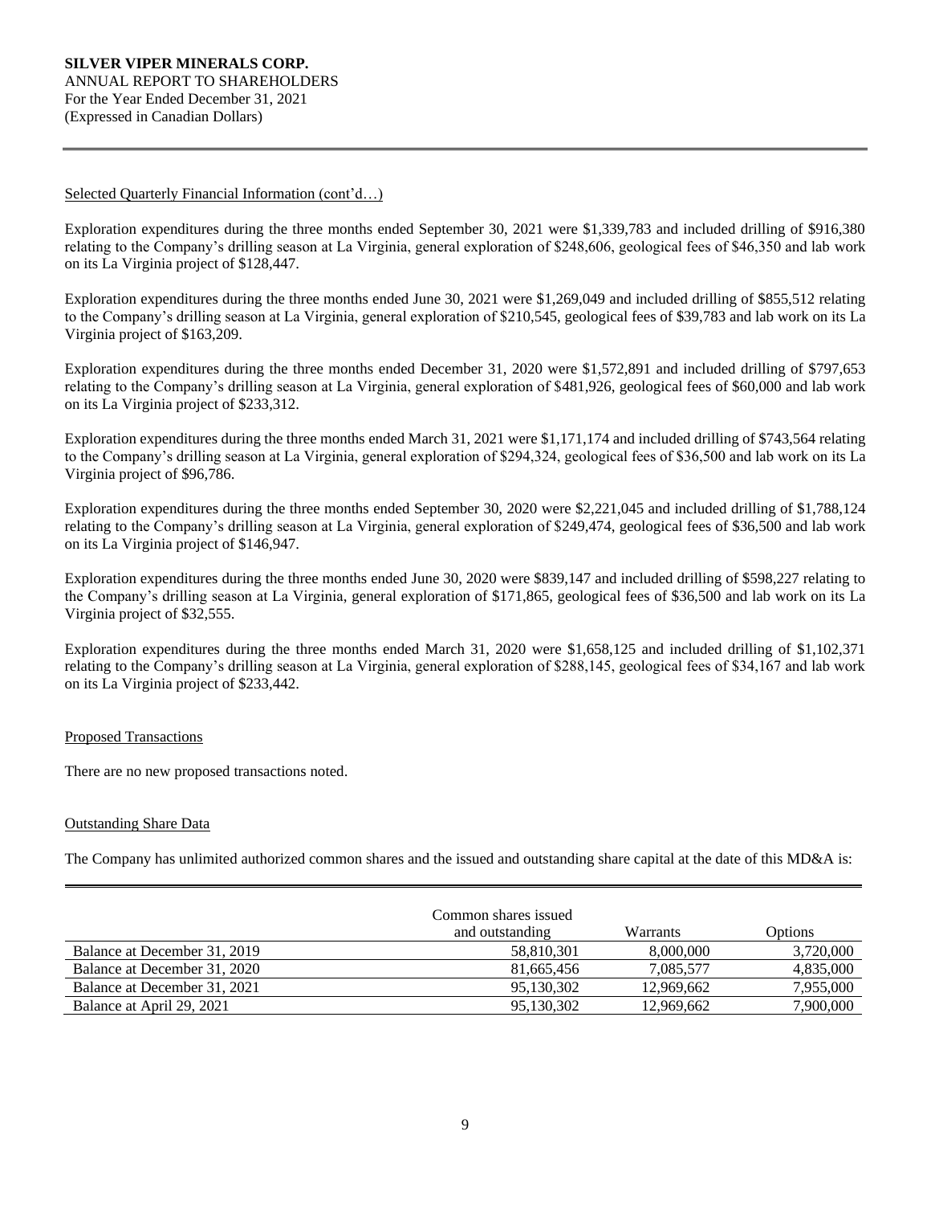Selected Quarterly Financial Information (cont'd…)

Exploration expenditures during the three months ended September 30, 2021 were $1,339,783 and included drilling of $916,380 relating to the Company's drilling season at La Virginia, general exploration of $248,606, geological fees of $46,350 and lab work on its La Virginia project of $128,447.

Exploration expenditures during the three months ended June 30, 2021 were $1,269,049 and included drilling of $855,512 relating to the Company's drilling season at La Virginia, general exploration of $210,545, geological fees of $39,783 and lab work on its La Virginia project of $163,209.

Exploration expenditures during the three months ended December 31, 2020 were $1,572,891 and included drilling of $797,653 relating to the Company's drilling season at La Virginia, general exploration of $481,926, geological fees of $60,000 and lab work on its La Virginia project of $233,312.

Exploration expenditures during the three months ended March 31, 2021 were $1,171,174 and included drilling of $743,564 relating to the Company's drilling season at La Virginia, general exploration of $294,324, geological fees of $36,500 and lab work on its La Virginia project of $96,786.

Exploration expenditures during the three months ended September 30, 2020 were $2,221,045 and included drilling of $1,788,124 relating to the Company's drilling season at La Virginia, general exploration of $249,474, geological fees of $36,500 and lab work on its La Virginia project of $146,947.

Exploration expenditures during the three months ended June 30, 2020 were $839,147 and included drilling of $598,227 relating to the Company's drilling season at La Virginia, general exploration of $171,865, geological fees of $36,500 and lab work on its La Virginia project of $32,555.

Exploration expenditures during the three months ended March 31, 2020 were $1,658,125 and included drilling of $1,102,371 relating to the Company's drilling season at La Virginia, general exploration of $288,145, geological fees of $34,167 and lab work on its La Virginia project of $233,442.

Proposed Transactions

There are no new proposed transactions noted.

Outstanding Share Data

The Company has unlimited authorized common shares and the issued and outstanding share capital at the date of this MD&A is:

| | Common shares issued and outstanding | Warrants | Options |
|---|---|---|---|
| Balance at December 31, 2019 | 58,810,301 | 8,000,000 | 3,720,000 |
| Balance at December 31, 2020 | 81,665,456 | 7,085,577 | 4,835,000 |
| Balance at December 31, 2021 | 95,130,302 | 12,969,662 | 7,955,000 |
| Balance at April 29, 2021 | 95,130,302 | 12,969,662 | 7,900,000 |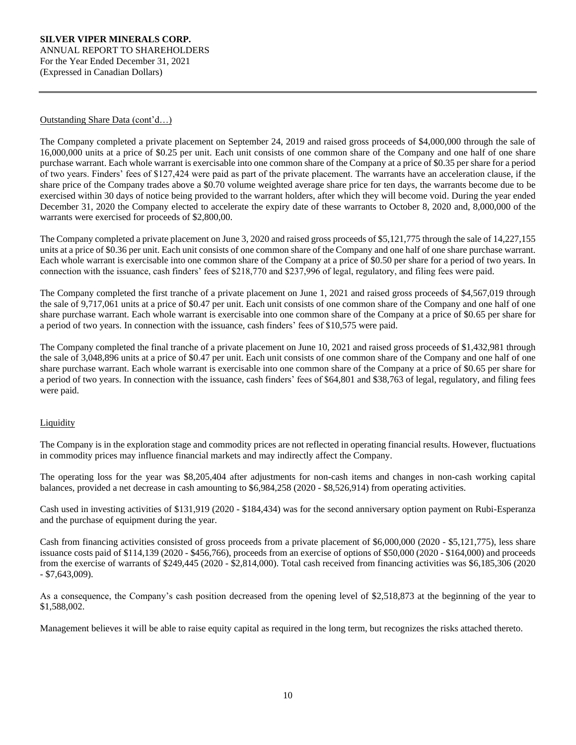Outstanding Share Data (cont'd…)

The Company completed a private placement on September 24, 2019 and raised gross proceeds of $4,000,000 through the sale of 16,000,000 units at a price of $0.25 per unit. Each unit consists of one common share of the Company and one half of one share purchase warrant. Each whole warrant is exercisable into one common share of the Company at a price of $0.35 per share for a period of two years. Finders' fees of $127,424 were paid as part of the private placement. The warrants have an acceleration clause, if the share price of the Company trades above a $0.70 volume weighted average share price for ten days, the warrants become due to be exercised within 30 days of notice being provided to the warrant holders, after which they will become void. During the year ended December 31, 2020 the Company elected to accelerate the expiry date of these warrants to October 8, 2020 and, 8,000,000 of the warrants were exercised for proceeds of $2,800,00.

The Company completed a private placement on June 3, 2020 and raised gross proceeds of $5,121,775 through the sale of 14,227,155 units at a price of $0.36 per unit. Each unit consists of one common share of the Company and one half of one share purchase warrant. Each whole warrant is exercisable into one common share of the Company at a price of $0.50 per share for a period of two years. In connection with the issuance, cash finders' fees of $218,770 and $237,996 of legal, regulatory, and filing fees were paid.

The Company completed the first tranche of a private placement on June 1, 2021 and raised gross proceeds of $4,567,019 through the sale of 9,717,061 units at a price of $0.47 per unit. Each unit consists of one common share of the Company and one half of one share purchase warrant. Each whole warrant is exercisable into one common share of the Company at a price of $0.65 per share for a period of two years. In connection with the issuance, cash finders' fees of $10,575 were paid.

The Company completed the final tranche of a private placement on June 10, 2021 and raised gross proceeds of $1,432,981 through the sale of 3,048,896 units at a price of $0.47 per unit. Each unit consists of one common share of the Company and one half of one share purchase warrant. Each whole warrant is exercisable into one common share of the Company at a price of $0.65 per share for a period of two years. In connection with the issuance, cash finders' fees of $64,801 and $38,763 of legal, regulatory, and filing fees were paid.

Liquidity

The Company is in the exploration stage and commodity prices are not reflected in operating financial results. However, fluctuations in commodity prices may influence financial markets and may indirectly affect the Company.

The operating loss for the year was $8,205,404 after adjustments for non-cash items and changes in non-cash working capital balances, provided a net decrease in cash amounting to $6,984,258 (2020 - $8,526,914) from operating activities.

Cash used in investing activities of $131,919 (2020 - $184,434) was for the second anniversary option payment on Rubi-Esperanza and the purchase of equipment during the year.

Cash from financing activities consisted of gross proceeds from a private placement of $6,000,000 (2020 - $5,121,775), less share issuance costs paid of $114,139 (2020 - $456,766), proceeds from an exercise of options of $50,000 (2020 - $164,000) and proceeds from the exercise of warrants of $249,445 (2020 - $2,814,000). Total cash received from financing activities was $6,185,306 (2020 - $7,643,009).

As a consequence, the Company's cash position decreased from the opening level of $2,518,873 at the beginning of the year to $1,588,002.

Management believes it will be able to raise equity capital as required in the long term, but recognizes the risks attached thereto.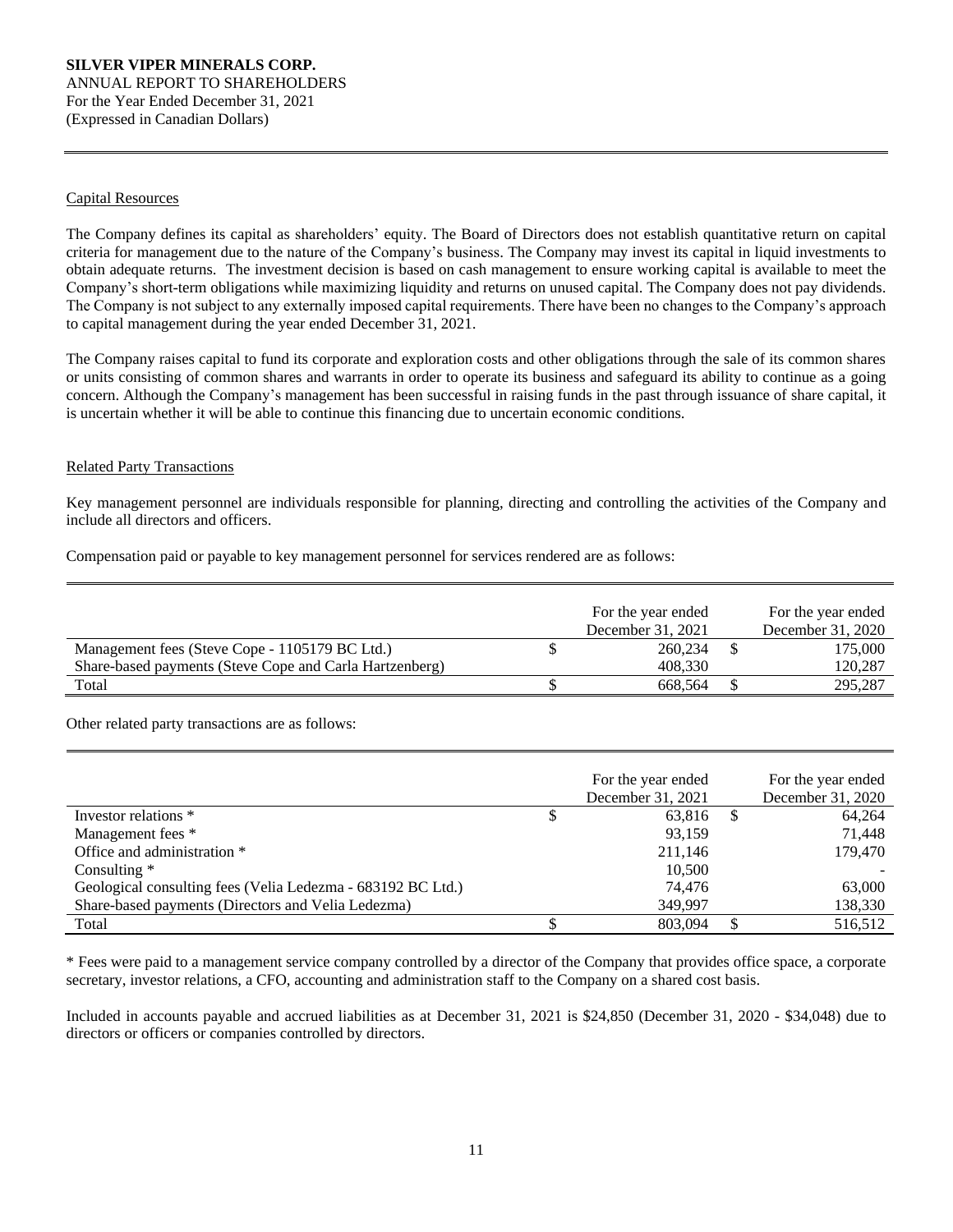## Capital Resources

The Company defines its capital as shareholders' equity. The Board of Directors does not establish quantitative return on capital criteria for management due to the nature of the Company's business. The Company may invest its capital in liquid investments to obtain adequate returns. The investment decision is based on cash management to ensure working capital is available to meet the Company's short-term obligations while maximizing liquidity and returns on unused capital. The Company does not pay dividends. The Company is not subject to any externally imposed capital requirements. There have been no changes to the Company's approach to capital management during the year ended December 31, 2021.

The Company raises capital to fund its corporate and exploration costs and other obligations through the sale of its common shares or units consisting of common shares and warrants in order to operate its business and safeguard its ability to continue as a going concern. Although the Company's management has been successful in raising funds in the past through issuance of share capital, it is uncertain whether it will be able to continue this financing due to uncertain economic conditions.

## Related Party Transactions

Key management personnel are individuals responsible for planning, directing and controlling the activities of the Company and include all directors and officers.

Compensation paid or payable to key management personnel for services rendered are as follows:

| | For the year ended December 31, 2021 | For the year ended December 31, 2020 |
|---|---|---|
| Management fees (Steve Cope - 1105179 BC Ltd.) | $ 260,234 | $ 175,000 |
| Share-based payments (Steve Cope and Carla Hartzenberg) | 408,330 | 120,287 |
| Total | $ 668,564 | $ 295,287 |

Other related party transactions are as follows:

| | For the year ended December 31, 2021 | For the year ended December 31, 2020 |
|---|---|---|
| Investor relations * | $ 63,816 | $ 64,264 |
| Management fees * | 93,159 | 71,448 |
| Office and administration * | 211,146 | 179,470 |
| Consulting * | 10,500 | - |
| Geological consulting fees (Velia Ledezma - 683192 BC Ltd.) | 74,476 | 63,000 |
| Share-based payments (Directors and Velia Ledezma) | 349,997 | 138,330 |
| Total | $ 803,094 | $ 516,512 |

* Fees were paid to a management service company controlled by a director of the Company that provides office space, a corporate secretary, investor relations, a CFO, accounting and administration staff to the Company on a shared cost basis.

Included in accounts payable and accrued liabilities as at December 31, 2021 is $24,850 (December 31, 2020 - $34,048) due to directors or officers or companies controlled by directors.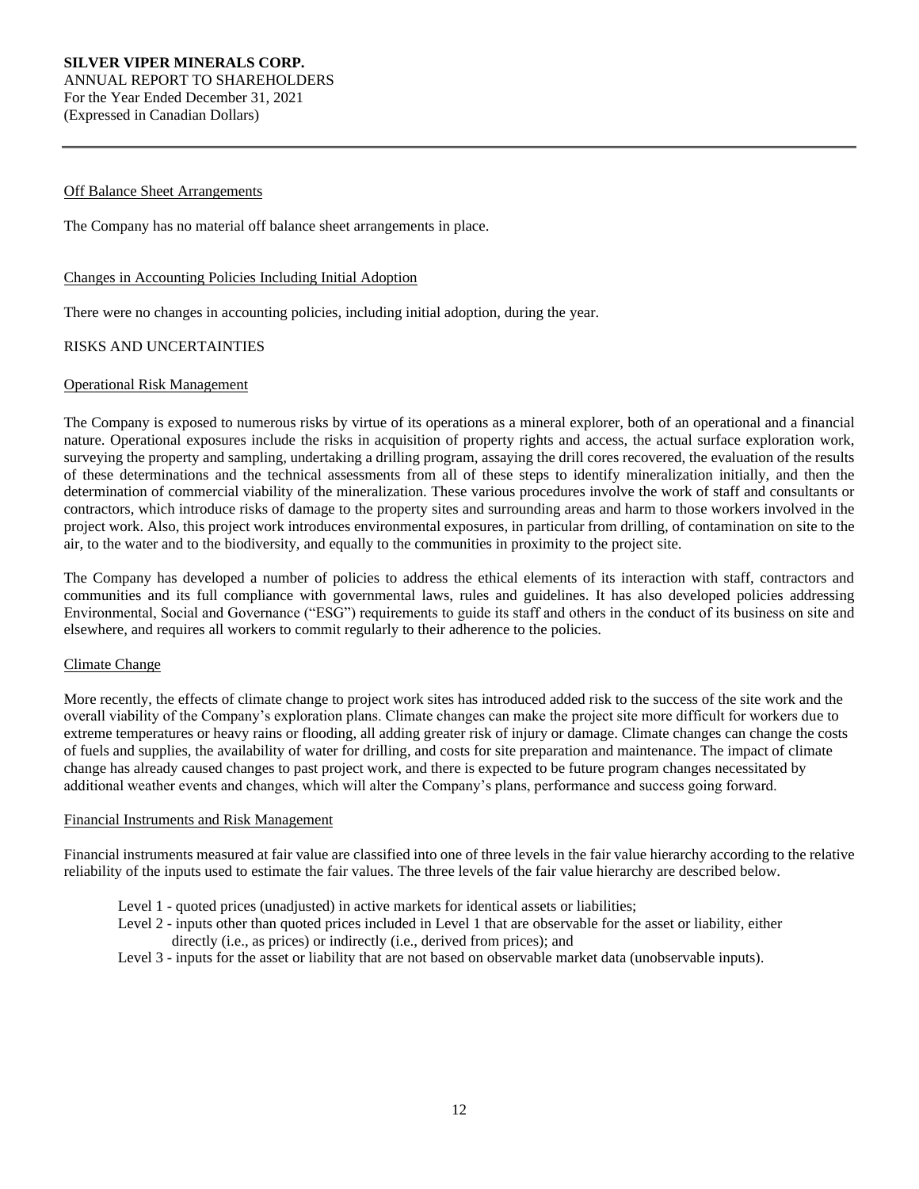#### Off Balance Sheet Arrangements

The Company has no material off balance sheet arrangements in place.

#### Changes in Accounting Policies Including Initial Adoption

There were no changes in accounting policies, including initial adoption, during the year.

## RISKS AND UNCERTAINTIES

#### Operational Risk Management

The Company is exposed to numerous risks by virtue of its operations as a mineral explorer, both of an operational and a financial nature. Operational exposures include the risks in acquisition of property rights and access, the actual surface exploration work, surveying the property and sampling, undertaking a drilling program, assaying the drill cores recovered, the evaluation of the results of these determinations and the technical assessments from all of these steps to identify mineralization initially, and then the determination of commercial viability of the mineralization. These various procedures involve the work of staff and consultants or contractors, which introduce risks of damage to the property sites and surrounding areas and harm to those workers involved in the project work. Also, this project work introduces environmental exposures, in particular from drilling, of contamination on site to the air, to the water and to the biodiversity, and equally to the communities in proximity to the project site.

The Company has developed a number of policies to address the ethical elements of its interaction with staff, contractors and communities and its full compliance with governmental laws, rules and guidelines. It has also developed policies addressing Environmental, Social and Governance ("ESG") requirements to guide its staff and others in the conduct of its business on site and elsewhere, and requires all workers to commit regularly to their adherence to the policies.

#### Climate Change

More recently, the effects of climate change to project work sites has introduced added risk to the success of the site work and the overall viability of the Company's exploration plans. Climate changes can make the project site more difficult for workers due to extreme temperatures or heavy rains or flooding, all adding greater risk of injury or damage. Climate changes can change the costs of fuels and supplies, the availability of water for drilling, and costs for site preparation and maintenance. The impact of climate change has already caused changes to past project work, and there is expected to be future program changes necessitated by additional weather events and changes, which will alter the Company's plans, performance and success going forward.

#### Financial Instruments and Risk Management

Financial instruments measured at fair value are classified into one of three levels in the fair value hierarchy according to the relative reliability of the inputs used to estimate the fair values. The three levels of the fair value hierarchy are described below.

- Level 1 - quoted prices (unadjusted) in active markets for identical assets or liabilities;
- Level 2 - inputs other than quoted prices included in Level 1 that are observable for the asset or liability, either directly (i.e., as prices) or indirectly (i.e., derived from prices); and
- Level 3 - inputs for the asset or liability that are not based on observable market data (unobservable inputs).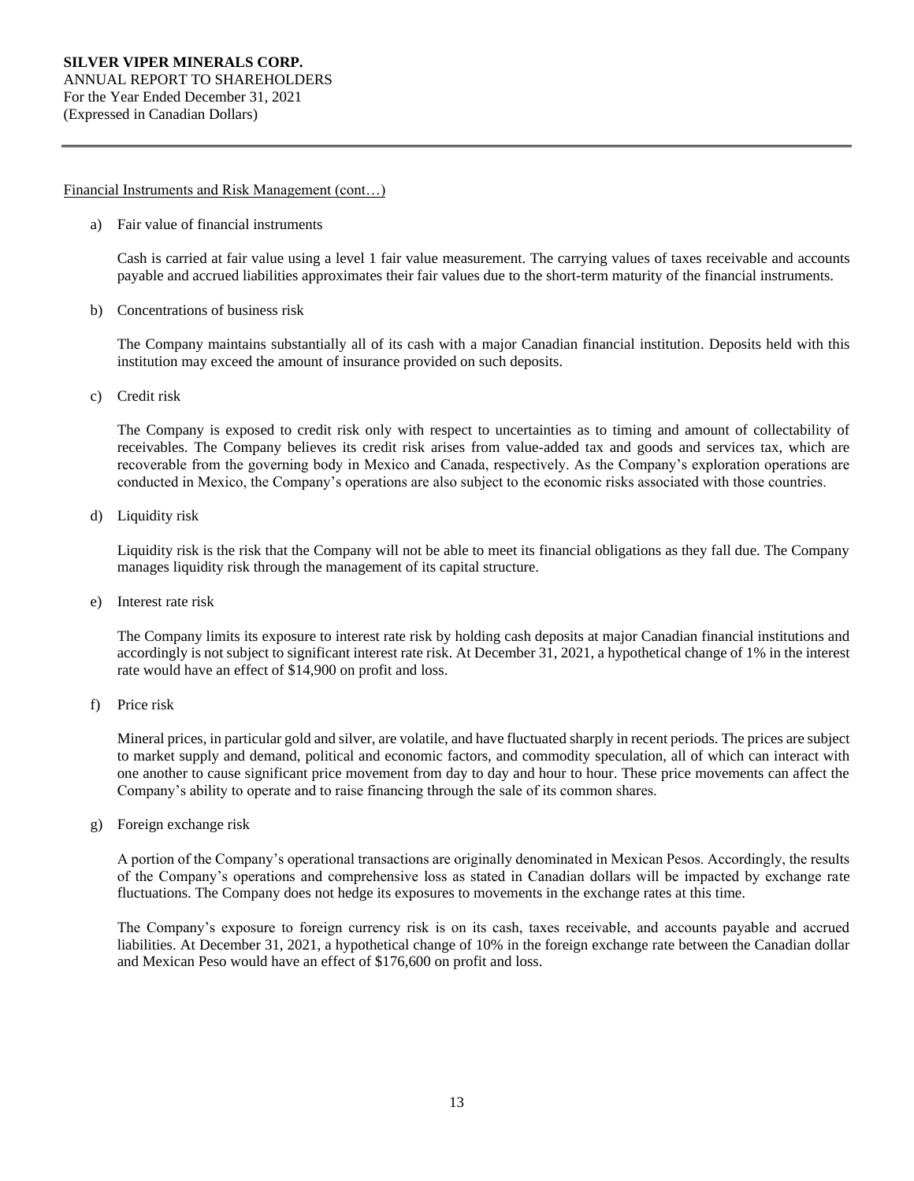Financial Instruments and Risk Management (cont…)

a) Fair value of financial instruments

Cash is carried at fair value using a level 1 fair value measurement. The carrying values of taxes receivable and accounts payable and accrued liabilities approximates their fair values due to the short-term maturity of the financial instruments.

b) Concentrations of business risk

The Company maintains substantially all of its cash with a major Canadian financial institution. Deposits held with this institution may exceed the amount of insurance provided on such deposits.

c) Credit risk

The Company is exposed to credit risk only with respect to uncertainties as to timing and amount of collectability of receivables. The Company believes its credit risk arises from value-added tax and goods and services tax, which are recoverable from the governing body in Mexico and Canada, respectively. As the Company's exploration operations are conducted in Mexico, the Company's operations are also subject to the economic risks associated with those countries.

d) Liquidity risk

Liquidity risk is the risk that the Company will not be able to meet its financial obligations as they fall due. The Company manages liquidity risk through the management of its capital structure.

e) Interest rate risk

The Company limits its exposure to interest rate risk by holding cash deposits at major Canadian financial institutions and accordingly is not subject to significant interest rate risk. At December 31, 2021, a hypothetical change of 1% in the interest rate would have an effect of $14,900 on profit and loss.

f) Price risk

Mineral prices, in particular gold and silver, are volatile, and have fluctuated sharply in recent periods. The prices are subject to market supply and demand, political and economic factors, and commodity speculation, all of which can interact with one another to cause significant price movement from day to day and hour to hour. These price movements can affect the Company's ability to operate and to raise financing through the sale of its common shares.

g) Foreign exchange risk

A portion of the Company's operational transactions are originally denominated in Mexican Pesos. Accordingly, the results of the Company's operations and comprehensive loss as stated in Canadian dollars will be impacted by exchange rate fluctuations. The Company does not hedge its exposures to movements in the exchange rates at this time.

The Company's exposure to foreign currency risk is on its cash, taxes receivable, and accounts payable and accrued liabilities. At December 31, 2021, a hypothetical change of 10% in the foreign exchange rate between the Canadian dollar and Mexican Peso would have an effect of $176,600 on profit and loss.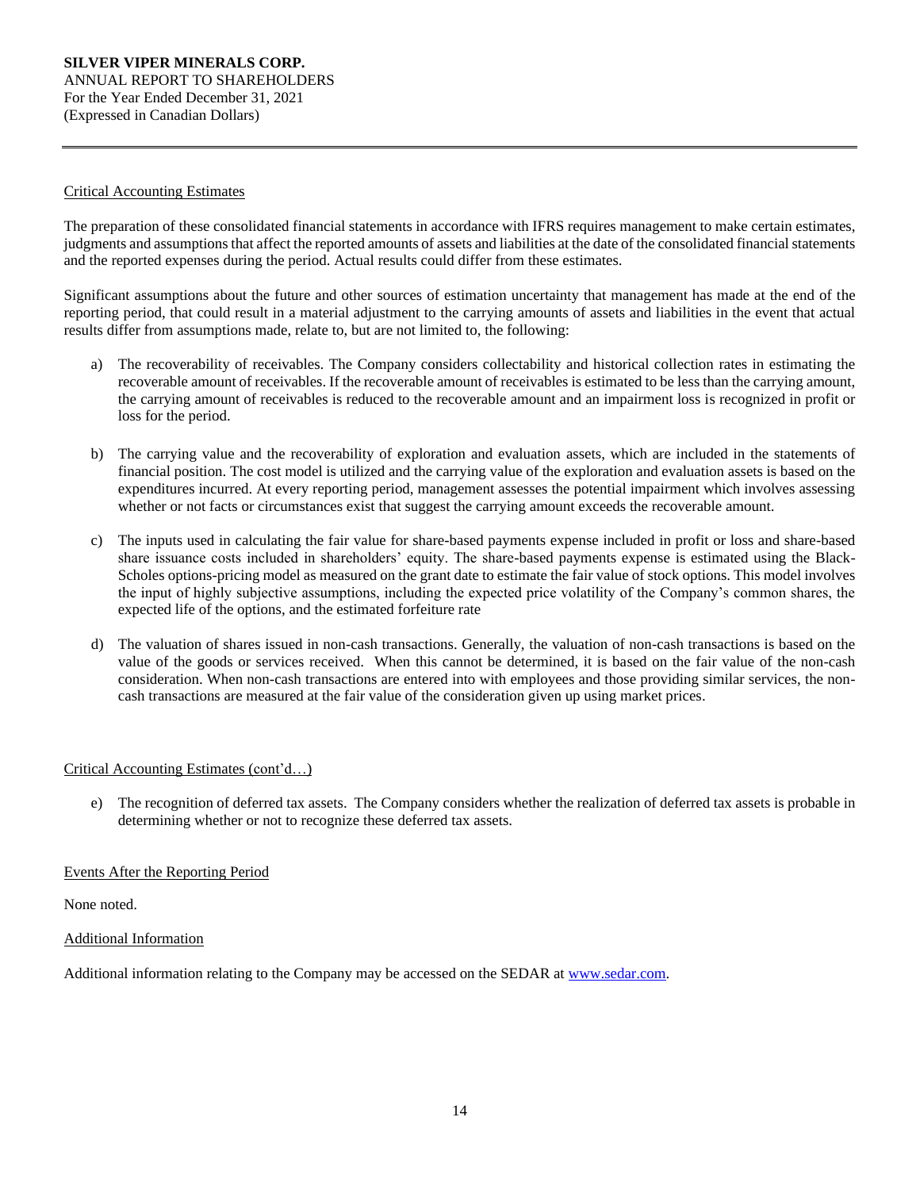## Critical Accounting Estimates

The preparation of these consolidated financial statements in accordance with IFRS requires management to make certain estimates, judgments and assumptions that affect the reported amounts of assets and liabilities at the date of the consolidated financial statements and the reported expenses during the period. Actual results could differ from these estimates.

Significant assumptions about the future and other sources of estimation uncertainty that management has made at the end of the reporting period, that could result in a material adjustment to the carrying amounts of assets and liabilities in the event that actual results differ from assumptions made, relate to, but are not limited to, the following:

a) The recoverability of receivables. The Company considers collectability and historical collection rates in estimating the recoverable amount of receivables. If the recoverable amount of receivables is estimated to be less than the carrying amount, the carrying amount of receivables is reduced to the recoverable amount and an impairment loss is recognized in profit or loss for the period.

b) The carrying value and the recoverability of exploration and evaluation assets, which are included in the statements of financial position. The cost model is utilized and the carrying value of the exploration and evaluation assets is based on the expenditures incurred. At every reporting period, management assesses the potential impairment which involves assessing whether or not facts or circumstances exist that suggest the carrying amount exceeds the recoverable amount.

c) The inputs used in calculating the fair value for share-based payments expense included in profit or loss and share-based share issuance costs included in shareholders' equity. The share-based payments expense is estimated using the Black-Scholes options-pricing model as measured on the grant date to estimate the fair value of stock options. This model involves the input of highly subjective assumptions, including the expected price volatility of the Company's common shares, the expected life of the options, and the estimated forfeiture rate

d) The valuation of shares issued in non-cash transactions. Generally, the valuation of non-cash transactions is based on the value of the goods or services received. When this cannot be determined, it is based on the fair value of the non-cash consideration. When non-cash transactions are entered into with employees and those providing similar services, the non-cash transactions are measured at the fair value of the consideration given up using market prices.

## Critical Accounting Estimates (cont'd…)

e) The recognition of deferred tax assets. The Company considers whether the realization of deferred tax assets is probable in determining whether or not to recognize these deferred tax assets.

## Events After the Reporting Period

None noted.

## Additional Information

Additional information relating to the Company may be accessed on the SEDAR at www.sedar.com.